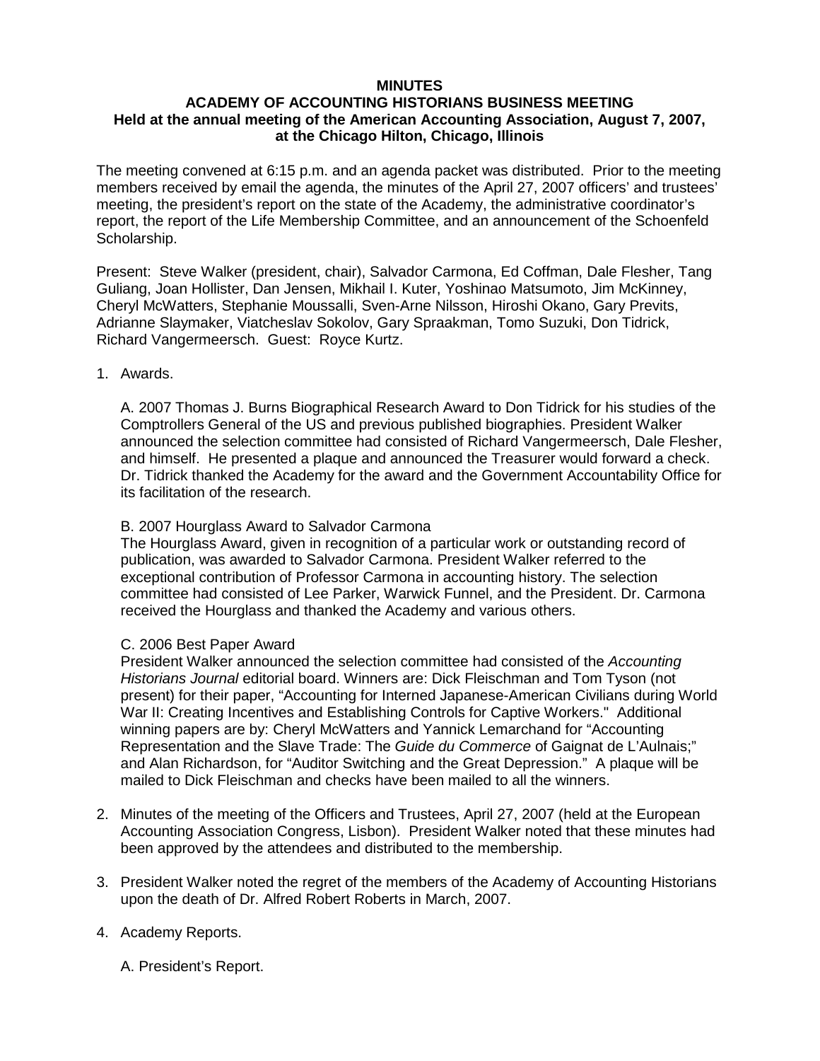# MINUTES

## ACADEMY OF ACCOUNTING HISTORIANS BUSINESS MEETING

### Held at the annual meeting of the American Accounting Association, August 7, 2007, at the Chicago Hilton, Chicago, Illinois

The meeting convened at 6:15 p.m. and an agenda packet was distributed. Prior to the meeting members received by email the agenda, the minutes of the April 27, 2007 officers' and trustees' meeting, the president's report on the state of the Academy, the administrative coordinator's report, the report of the Life Membership Committee, and an announcement of the Schoenfeld Scholarship.

Present: Steve Walker (president, chair), Salvador Carmona, Ed Coffman, Dale Flesher, Tang Guliang, Joan Hollister, Dan Jensen, Mikhail I. Kuter, Yoshinao Matsumoto, Jim McKinney, Cheryl McWatters, Stephanie Moussalli, Sven-Arne Nilsson, Hiroshi Okano, Gary Previts, Adrianne Slaymaker, Viatcheslav Sokolov, Gary Spraakman, Tomo Suzuki, Don Tidrick, Richard Vangermeersch. Guest: Royce Kurtz.

1. Awards.

   A. 2007 Thomas J. Burns Biographical Research Award to Don Tidrick for his studies of the Comptrollers General of the US and previous published biographies. President Walker announced the selection committee had consisted of Richard Vangermeersch, Dale Flesher, and himself. He presented a plaque and announced the Treasurer would forward a check. Dr. Tidrick thanked the Academy for the award and the Government Accountability Office for its facilitation of the research.

   B. 2007 Hourglass Award to Salvador Carmona
   The Hourglass Award, given in recognition of a particular work or outstanding record of publication, was awarded to Salvador Carmona. President Walker referred to the exceptional contribution of Professor Carmona in accounting history. The selection committee had consisted of Lee Parker, Warwick Funnel, and the President. Dr. Carmona received the Hourglass and thanked the Academy and various others.

   C. 2006 Best Paper Award
   President Walker announced the selection committee had consisted of the *Accounting Historians Journal* editorial board. Winners are: Dick Fleischman and Tom Tyson (not present) for their paper, "Accounting for Interned Japanese-American Civilians during World War II: Creating Incentives and Establishing Controls for Captive Workers." Additional winning papers are by: Cheryl McWatters and Yannick Lemarchand for "Accounting Representation and the Slave Trade: The *Guide du Commerce* of Gaignat de L'Aulnais;" and Alan Richardson, for "Auditor Switching and the Great Depression." A plaque will be mailed to Dick Fleischman and checks have been mailed to all the winners.

2. Minutes of the meeting of the Officers and Trustees, April 27, 2007 (held at the European Accounting Association Congress, Lisbon). President Walker noted that these minutes had been approved by the attendees and distributed to the membership.

3. President Walker noted the regret of the members of the Academy of Accounting Historians upon the death of Dr. Alfred Robert Roberts in March, 2007.

4. Academy Reports.

   A. President's Report.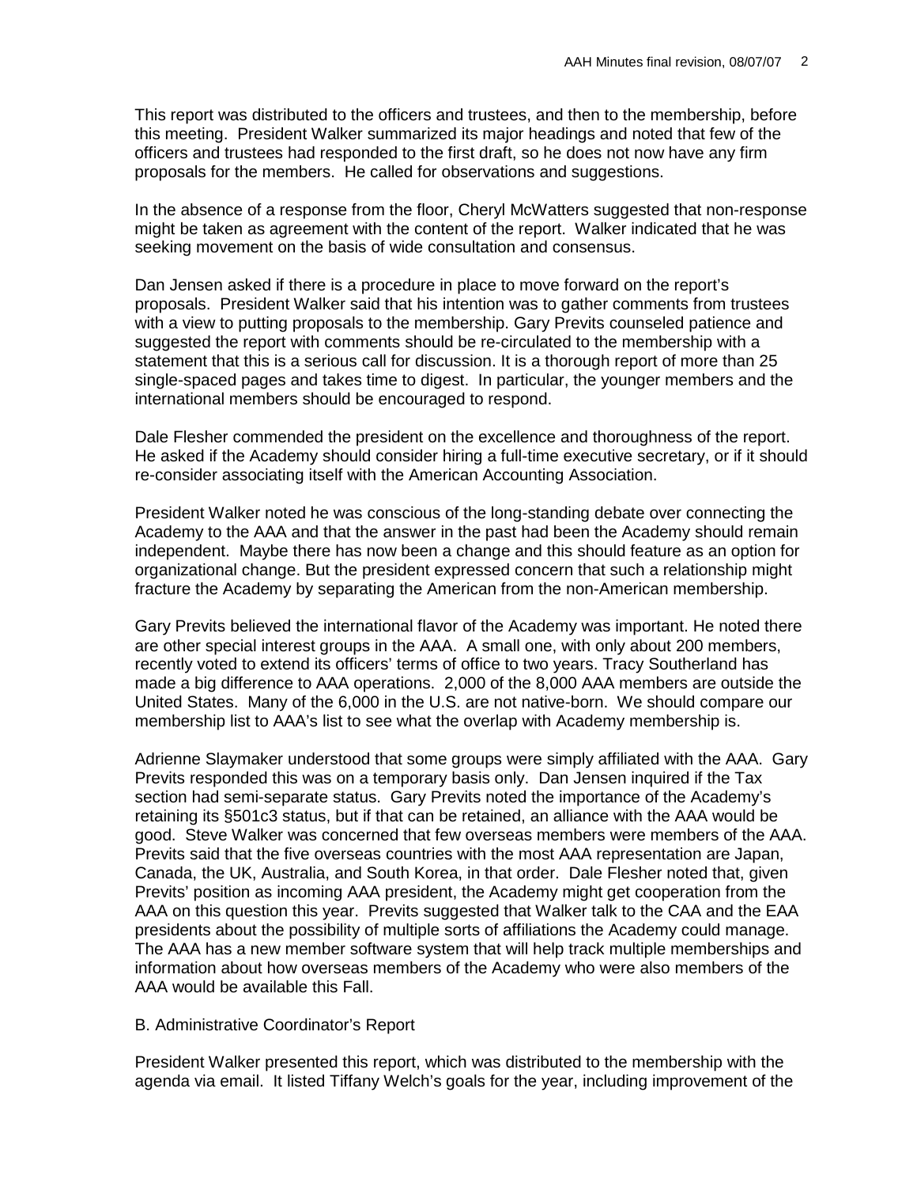This report was distributed to the officers and trustees, and then to the membership, before this meeting. President Walker summarized its major headings and noted that few of the officers and trustees had responded to the first draft, so he does not now have any firm proposals for the members. He called for observations and suggestions.

In the absence of a response from the floor, Cheryl McWatters suggested that non-response might be taken as agreement with the content of the report. Walker indicated that he was seeking movement on the basis of wide consultation and consensus.

Dan Jensen asked if there is a procedure in place to move forward on the report's proposals. President Walker said that his intention was to gather comments from trustees with a view to putting proposals to the membership. Gary Previts counseled patience and suggested the report with comments should be re-circulated to the membership with a statement that this is a serious call for discussion. It is a thorough report of more than 25 single-spaced pages and takes time to digest. In particular, the younger members and the international members should be encouraged to respond.

Dale Flesher commended the president on the excellence and thoroughness of the report. He asked if the Academy should consider hiring a full-time executive secretary, or if it should re-consider associating itself with the American Accounting Association.

President Walker noted he was conscious of the long-standing debate over connecting the Academy to the AAA and that the answer in the past had been the Academy should remain independent. Maybe there has now been a change and this should feature as an option for organizational change. But the president expressed concern that such a relationship might fracture the Academy by separating the American from the non-American membership.

Gary Previts believed the international flavor of the Academy was important. He noted there are other special interest groups in the AAA. A small one, with only about 200 members, recently voted to extend its officers' terms of office to two years. Tracy Southerland has made a big difference to AAA operations. 2,000 of the 8,000 AAA members are outside the United States. Many of the 6,000 in the U.S. are not native-born. We should compare our membership list to AAA's list to see what the overlap with Academy membership is.

Adrienne Slaymaker understood that some groups were simply affiliated with the AAA. Gary Previts responded this was on a temporary basis only. Dan Jensen inquired if the Tax section had semi-separate status. Gary Previts noted the importance of the Academy's retaining its §501c3 status, but if that can be retained, an alliance with the AAA would be good. Steve Walker was concerned that few overseas members were members of the AAA. Previts said that the five overseas countries with the most AAA representation are Japan, Canada, the UK, Australia, and South Korea, in that order. Dale Flesher noted that, given Previts' position as incoming AAA president, the Academy might get cooperation from the AAA on this question this year. Previts suggested that Walker talk to the CAA and the EAA presidents about the possibility of multiple sorts of affiliations the Academy could manage. The AAA has a new member software system that will help track multiple memberships and information about how overseas members of the Academy who were also members of the AAA would be available this Fall.

B. Administrative Coordinator's Report

President Walker presented this report, which was distributed to the membership with the agenda via email. It listed Tiffany Welch's goals for the year, including improvement of the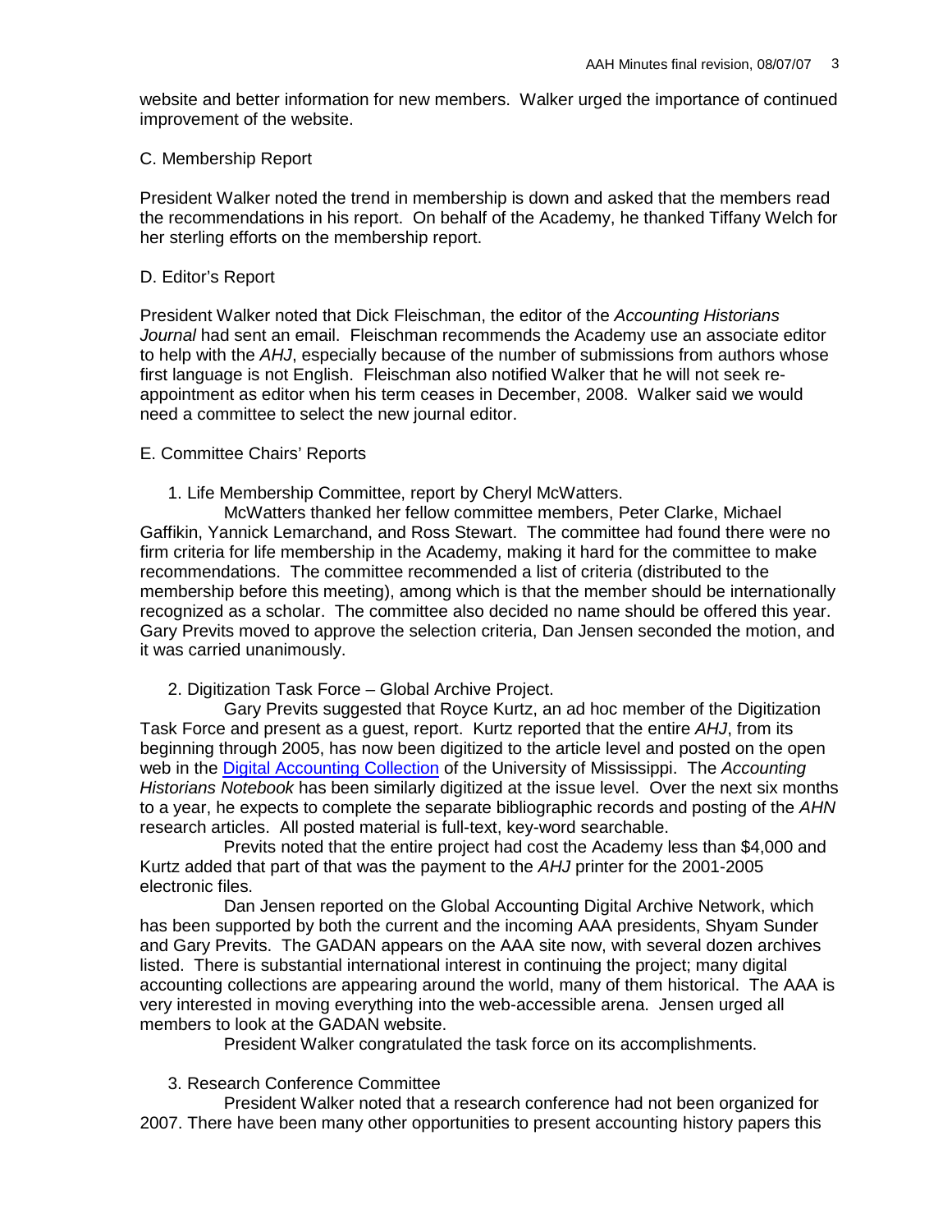website and better information for new members. Walker urged the importance of continued improvement of the website.

C. Membership Report

President Walker noted the trend in membership is down and asked that the members read the recommendations in his report. On behalf of the Academy, he thanked Tiffany Welch for her sterling efforts on the membership report.

D. Editor's Report

President Walker noted that Dick Fleischman, the editor of the *Accounting Historians Journal* had sent an email. Fleischman recommends the Academy use an associate editor to help with the *AHJ*, especially because of the number of submissions from authors whose first language is not English. Fleischman also notified Walker that he will not seek re-appointment as editor when his term ceases in December, 2008. Walker said we would need a committee to select the new journal editor.

E. Committee Chairs' Reports

1. Life Membership Committee, report by Cheryl McWatters.

McWatters thanked her fellow committee members, Peter Clarke, Michael Gaffikin, Yannick Lemarchand, and Ross Stewart. The committee had found there were no firm criteria for life membership in the Academy, making it hard for the committee to make recommendations. The committee recommended a list of criteria (distributed to the membership before this meeting), among which is that the member should be internationally recognized as a scholar. The committee also decided no name should be offered this year. Gary Previts moved to approve the selection criteria, Dan Jensen seconded the motion, and it was carried unanimously.

2. Digitization Task Force – Global Archive Project.

Gary Previts suggested that Royce Kurtz, an ad hoc member of the Digitization Task Force and present as a guest, report. Kurtz reported that the entire *AHJ*, from its beginning through 2005, has now been digitized to the article level and posted on the open web in the Digital Accounting Collection of the University of Mississippi. The *Accounting Historians Notebook* has been similarly digitized at the issue level. Over the next six months to a year, he expects to complete the separate bibliographic records and posting of the *AHN* research articles. All posted material is full-text, key-word searchable.

Previts noted that the entire project had cost the Academy less than $4,000 and Kurtz added that part of that was the payment to the *AHJ* printer for the 2001-2005 electronic files.

Dan Jensen reported on the Global Accounting Digital Archive Network, which has been supported by both the current and the incoming AAA presidents, Shyam Sunder and Gary Previts. The GADAN appears on the AAA site now, with several dozen archives listed. There is substantial international interest in continuing the project; many digital accounting collections are appearing around the world, many of them historical. The AAA is very interested in moving everything into the web-accessible arena. Jensen urged all members to look at the GADAN website.

President Walker congratulated the task force on its accomplishments.

3. Research Conference Committee

President Walker noted that a research conference had not been organized for 2007. There have been many other opportunities to present accounting history papers this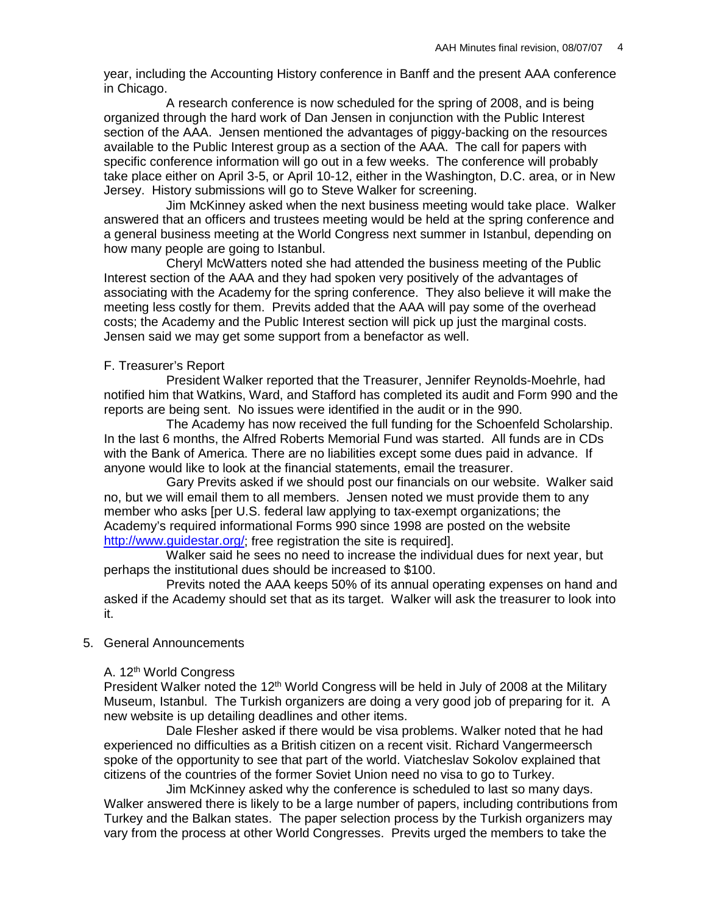year, including the Accounting History conference in Banff and the present AAA conference in Chicago.

A research conference is now scheduled for the spring of 2008, and is being organized through the hard work of Dan Jensen in conjunction with the Public Interest section of the AAA. Jensen mentioned the advantages of piggy-backing on the resources available to the Public Interest group as a section of the AAA. The call for papers with specific conference information will go out in a few weeks. The conference will probably take place either on April 3-5, or April 10-12, either in the Washington, D.C. area, or in New Jersey. History submissions will go to Steve Walker for screening.

Jim McKinney asked when the next business meeting would take place. Walker answered that an officers and trustees meeting would be held at the spring conference and a general business meeting at the World Congress next summer in Istanbul, depending on how many people are going to Istanbul.

Cheryl McWatters noted she had attended the business meeting of the Public Interest section of the AAA and they had spoken very positively of the advantages of associating with the Academy for the spring conference. They also believe it will make the meeting less costly for them. Previts added that the AAA will pay some of the overhead costs; the Academy and the Public Interest section will pick up just the marginal costs. Jensen said we may get some support from a benefactor as well.

F. Treasurer's Report

President Walker reported that the Treasurer, Jennifer Reynolds-Moehrle, had notified him that Watkins, Ward, and Stafford has completed its audit and Form 990 and the reports are being sent. No issues were identified in the audit or in the 990.

The Academy has now received the full funding for the Schoenfeld Scholarship. In the last 6 months, the Alfred Roberts Memorial Fund was started. All funds are in CDs with the Bank of America. There are no liabilities except some dues paid in advance. If anyone would like to look at the financial statements, email the treasurer.

Gary Previts asked if we should post our financials on our website. Walker said no, but we will email them to all members. Jensen noted we must provide them to any member who asks [per U.S. federal law applying to tax-exempt organizations; the Academy's required informational Forms 990 since 1998 are posted on the website http://www.guidestar.org/; free registration the site is required].

Walker said he sees no need to increase the individual dues for next year, but perhaps the institutional dues should be increased to $100.

Previts noted the AAA keeps 50% of its annual operating expenses on hand and asked if the Academy should set that as its target. Walker will ask the treasurer to look into it.

5. General Announcements

A. 12th World Congress

President Walker noted the 12th World Congress will be held in July of 2008 at the Military Museum, Istanbul. The Turkish organizers are doing a very good job of preparing for it. A new website is up detailing deadlines and other items.

Dale Flesher asked if there would be visa problems. Walker noted that he had experienced no difficulties as a British citizen on a recent visit. Richard Vangermeersch spoke of the opportunity to see that part of the world. Viatcheslav Sokolov explained that citizens of the countries of the former Soviet Union need no visa to go to Turkey.

Jim McKinney asked why the conference is scheduled to last so many days. Walker answered there is likely to be a large number of papers, including contributions from Turkey and the Balkan states. The paper selection process by the Turkish organizers may vary from the process at other World Congresses. Previts urged the members to take the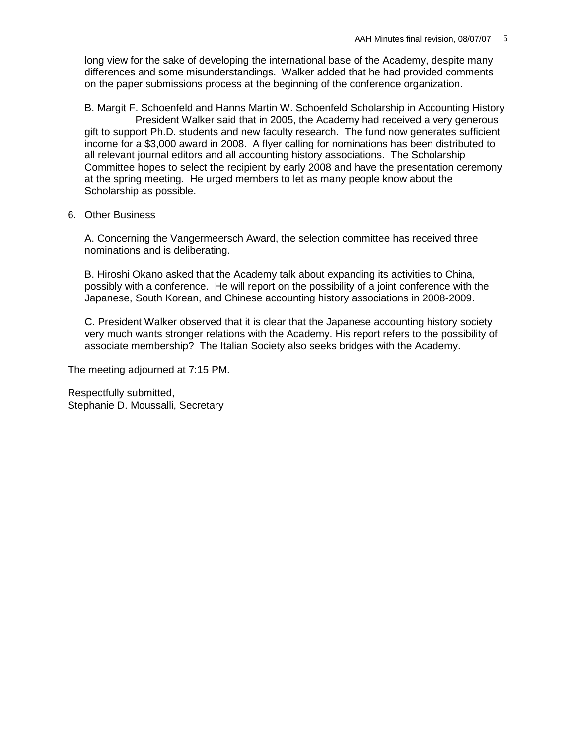long view for the sake of developing the international base of the Academy, despite many differences and some misunderstandings. Walker added that he had provided comments on the paper submissions process at the beginning of the conference organization.

B. Margit F. Schoenfeld and Hanns Martin W. Schoenfeld Scholarship in Accounting History

President Walker said that in 2005, the Academy had received a very generous gift to support Ph.D. students and new faculty research. The fund now generates sufficient income for a $3,000 award in 2008. A flyer calling for nominations has been distributed to all relevant journal editors and all accounting history associations. The Scholarship Committee hopes to select the recipient by early 2008 and have the presentation ceremony at the spring meeting. He urged members to let as many people know about the Scholarship as possible.

6. Other Business

A. Concerning the Vangermeersch Award, the selection committee has received three nominations and is deliberating.

B. Hiroshi Okano asked that the Academy talk about expanding its activities to China, possibly with a conference. He will report on the possibility of a joint conference with the Japanese, South Korean, and Chinese accounting history associations in 2008-2009.

C. President Walker observed that it is clear that the Japanese accounting history society very much wants stronger relations with the Academy. His report refers to the possibility of associate membership? The Italian Society also seeks bridges with the Academy.

The meeting adjourned at 7:15 PM.

Respectfully submitted,
Stephanie D. Moussalli, Secretary